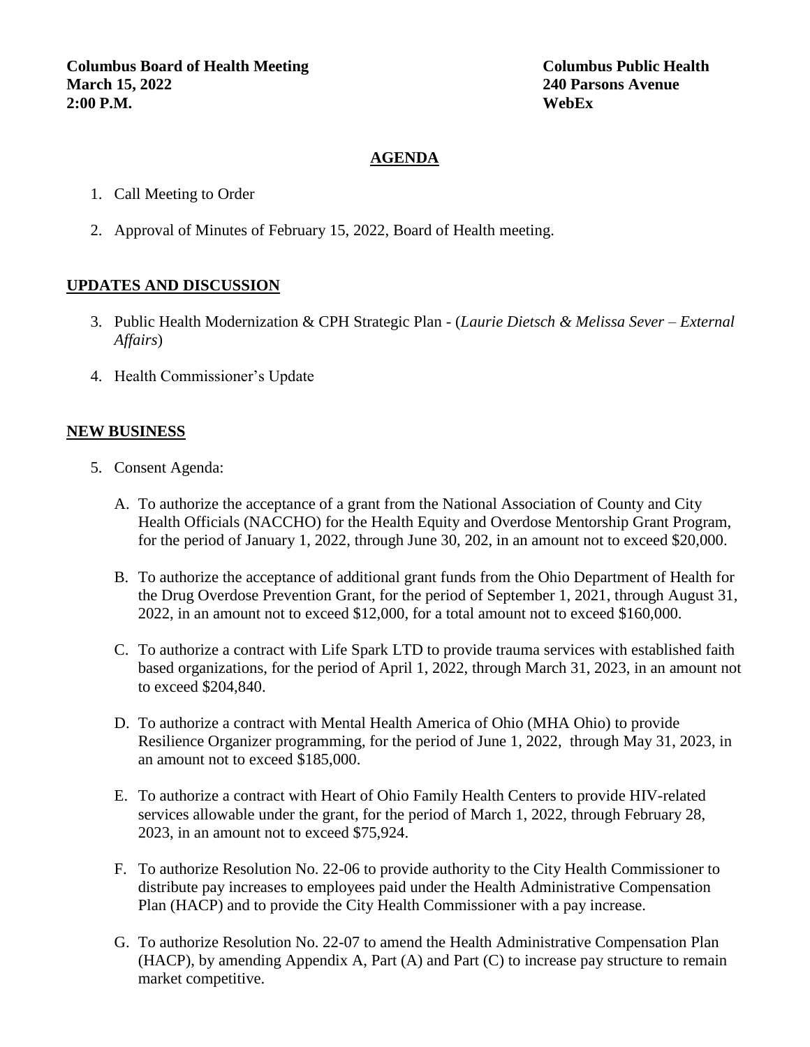**Columbus Board of Health Meeting**
**March 15, 2022**
**2:00 P.M.**

**Columbus Public Health**
**240 Parsons Avenue**
**WebEx**

## AGENDA

1. Call Meeting to Order
2. Approval of Minutes of February 15, 2022, Board of Health meeting.

## UPDATES AND DISCUSSION

3. Public Health Modernization & CPH Strategic Plan - (*Laurie Dietsch & Melissa Sever – External Affairs*)
4. Health Commissioner's Update

## NEW BUSINESS

5. Consent Agenda:

   A. To authorize the acceptance of a grant from the National Association of County and City Health Officials (NACCHO) for the Health Equity and Overdose Mentorship Grant Program, for the period of January 1, 2022, through June 30, 202, in an amount not to exceed $20,000.

   B. To authorize the acceptance of additional grant funds from the Ohio Department of Health for the Drug Overdose Prevention Grant, for the period of September 1, 2021, through August 31, 2022, in an amount not to exceed $12,000, for a total amount not to exceed $160,000.

   C. To authorize a contract with Life Spark LTD to provide trauma services with established faith based organizations, for the period of April 1, 2022, through March 31, 2023, in an amount not to exceed $204,840.

   D. To authorize a contract with Mental Health America of Ohio (MHA Ohio) to provide Resilience Organizer programming, for the period of June 1, 2022, through May 31, 2023, in an amount not to exceed $185,000.

   E. To authorize a contract with Heart of Ohio Family Health Centers to provide HIV-related services allowable under the grant, for the period of March 1, 2022, through February 28, 2023, in an amount not to exceed $75,924.

   F. To authorize Resolution No. 22-06 to provide authority to the City Health Commissioner to distribute pay increases to employees paid under the Health Administrative Compensation Plan (HACP) and to provide the City Health Commissioner with a pay increase.

   G. To authorize Resolution No. 22-07 to amend the Health Administrative Compensation Plan (HACP), by amending Appendix A, Part (A) and Part (C) to increase pay structure to remain market competitive.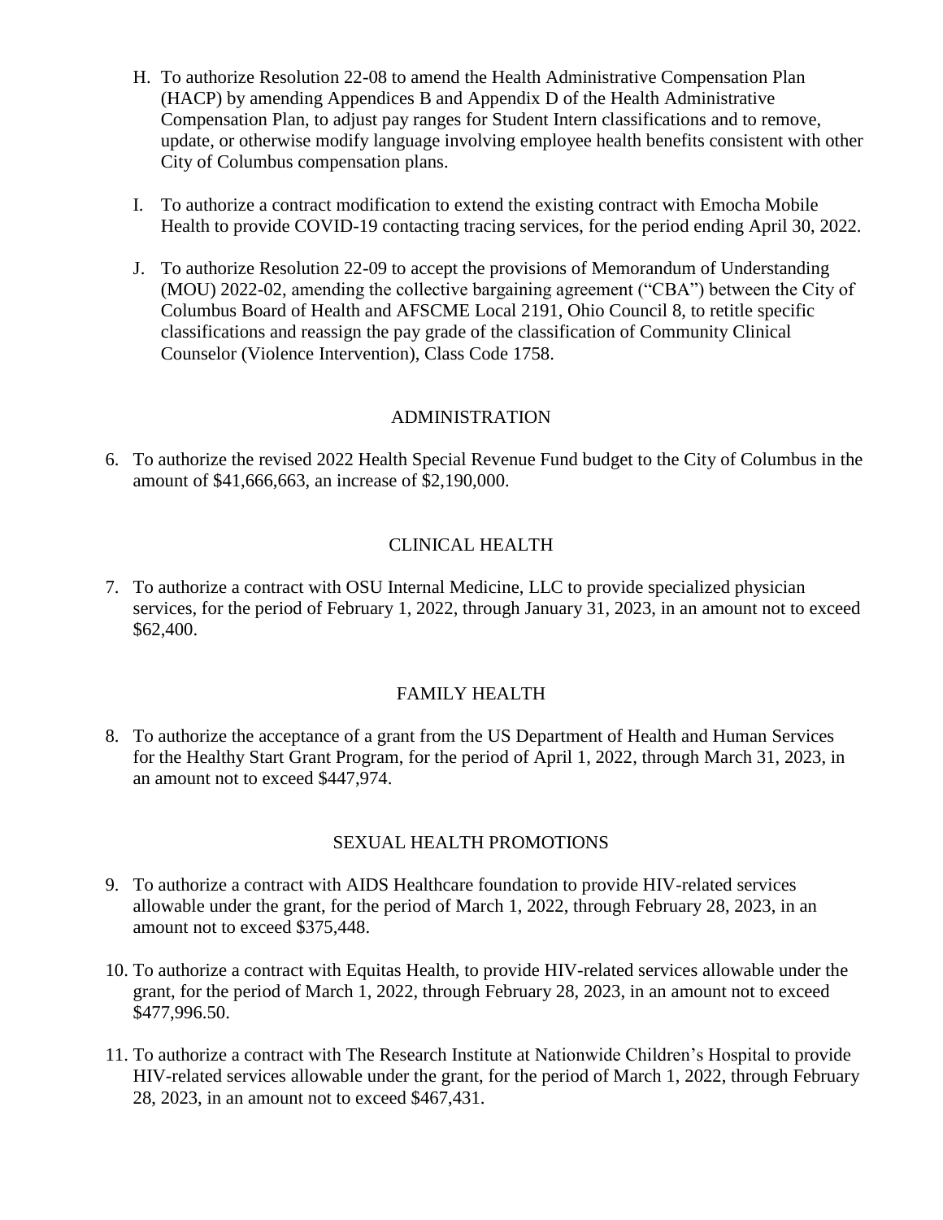H. To authorize Resolution 22-08 to amend the Health Administrative Compensation Plan (HACP) by amending Appendices B and Appendix D of the Health Administrative Compensation Plan, to adjust pay ranges for Student Intern classifications and to remove, update, or otherwise modify language involving employee health benefits consistent with other City of Columbus compensation plans.

I. To authorize a contract modification to extend the existing contract with Emocha Mobile Health to provide COVID-19 contacting tracing services, for the period ending April 30, 2022.

J. To authorize Resolution 22-09 to accept the provisions of Memorandum of Understanding (MOU) 2022-02, amending the collective bargaining agreement ("CBA") between the City of Columbus Board of Health and AFSCME Local 2191, Ohio Council 8, to retitle specific classifications and reassign the pay grade of the classification of Community Clinical Counselor (Violence Intervention), Class Code 1758.

## ADMINISTRATION

6. To authorize the revised 2022 Health Special Revenue Fund budget to the City of Columbus in the amount of $41,666,663, an increase of $2,190,000.

## CLINICAL HEALTH

7. To authorize a contract with OSU Internal Medicine, LLC to provide specialized physician services, for the period of February 1, 2022, through January 31, 2023, in an amount not to exceed $62,400.

## FAMILY HEALTH

8. To authorize the acceptance of a grant from the US Department of Health and Human Services for the Healthy Start Grant Program, for the period of April 1, 2022, through March 31, 2023, in an amount not to exceed $447,974.

## SEXUAL HEALTH PROMOTIONS

9. To authorize a contract with AIDS Healthcare foundation to provide HIV-related services allowable under the grant, for the period of March 1, 2022, through February 28, 2023, in an amount not to exceed $375,448.

10. To authorize a contract with Equitas Health, to provide HIV-related services allowable under the grant, for the period of March 1, 2022, through February 28, 2023, in an amount not to exceed $477,996.50.

11. To authorize a contract with The Research Institute at Nationwide Children's Hospital to provide HIV-related services allowable under the grant, for the period of March 1, 2022, through February 28, 2023, in an amount not to exceed $467,431.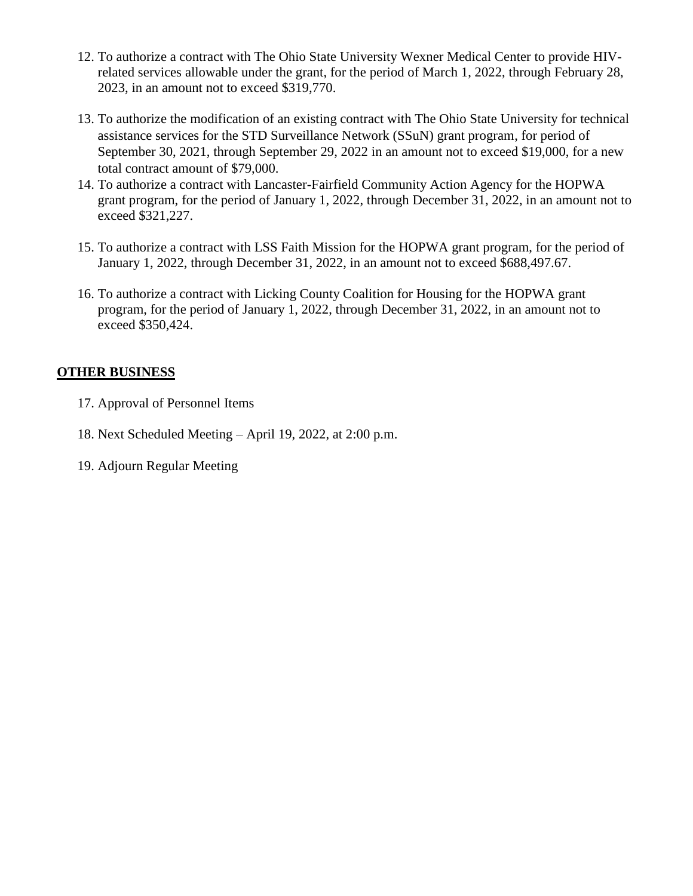12. To authorize a contract with The Ohio State University Wexner Medical Center to provide HIV-related services allowable under the grant, for the period of March 1, 2022, through February 28, 2023, in an amount not to exceed $319,770.

13. To authorize the modification of an existing contract with The Ohio State University for technical assistance services for the STD Surveillance Network (SSuN) grant program, for period of September 30, 2021, through September 29, 2022 in an amount not to exceed $19,000, for a new total contract amount of $79,000.

14. To authorize a contract with Lancaster-Fairfield Community Action Agency for the HOPWA grant program, for the period of January 1, 2022, through December 31, 2022, in an amount not to exceed $321,227.

15. To authorize a contract with LSS Faith Mission for the HOPWA grant program, for the period of January 1, 2022, through December 31, 2022, in an amount not to exceed $688,497.67.

16. To authorize a contract with Licking County Coalition for Housing for the HOPWA grant program, for the period of January 1, 2022, through December 31, 2022, in an amount not to exceed $350,424.

**OTHER BUSINESS**

17. Approval of Personnel Items

18. Next Scheduled Meeting – April 19, 2022, at 2:00 p.m.

19. Adjourn Regular Meeting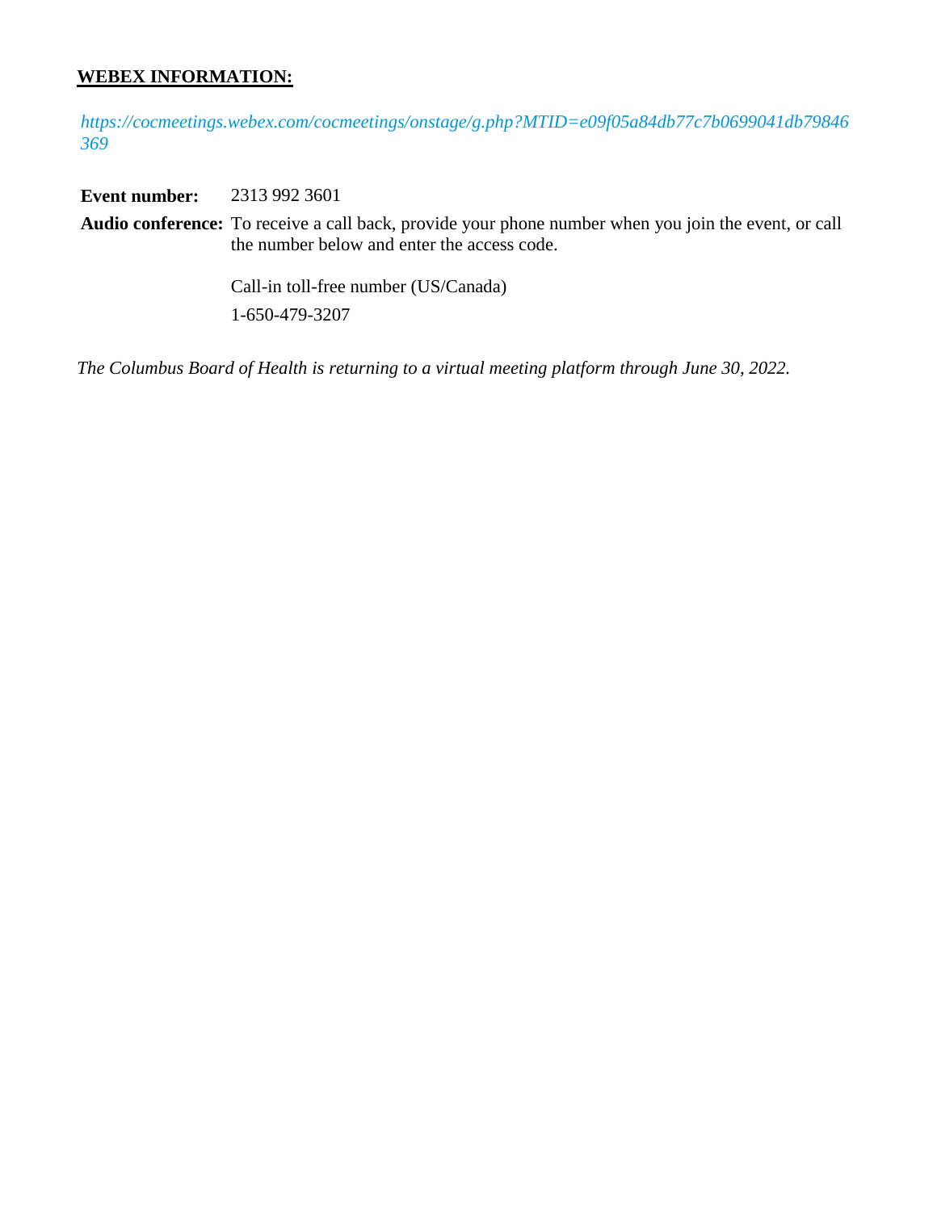**<u>WEBEX INFORMATION:</u>**

*https://cocmeetings.webex.com/cocmeetings/onstage/g.php?MTID=e09f05a84db77c7b0699041db79846369*

| | |
|---|---|
| **Event number:** | 2313 992 3601 |
| **Audio conference:** | To receive a call back, provide your phone number when you join the event, or call the number below and enter the access code. |
| | Call-in toll-free number (US/Canada) |
| | 1-650-479-3207 |

*The Columbus Board of Health is returning to a virtual meeting platform through June 30, 2022.*